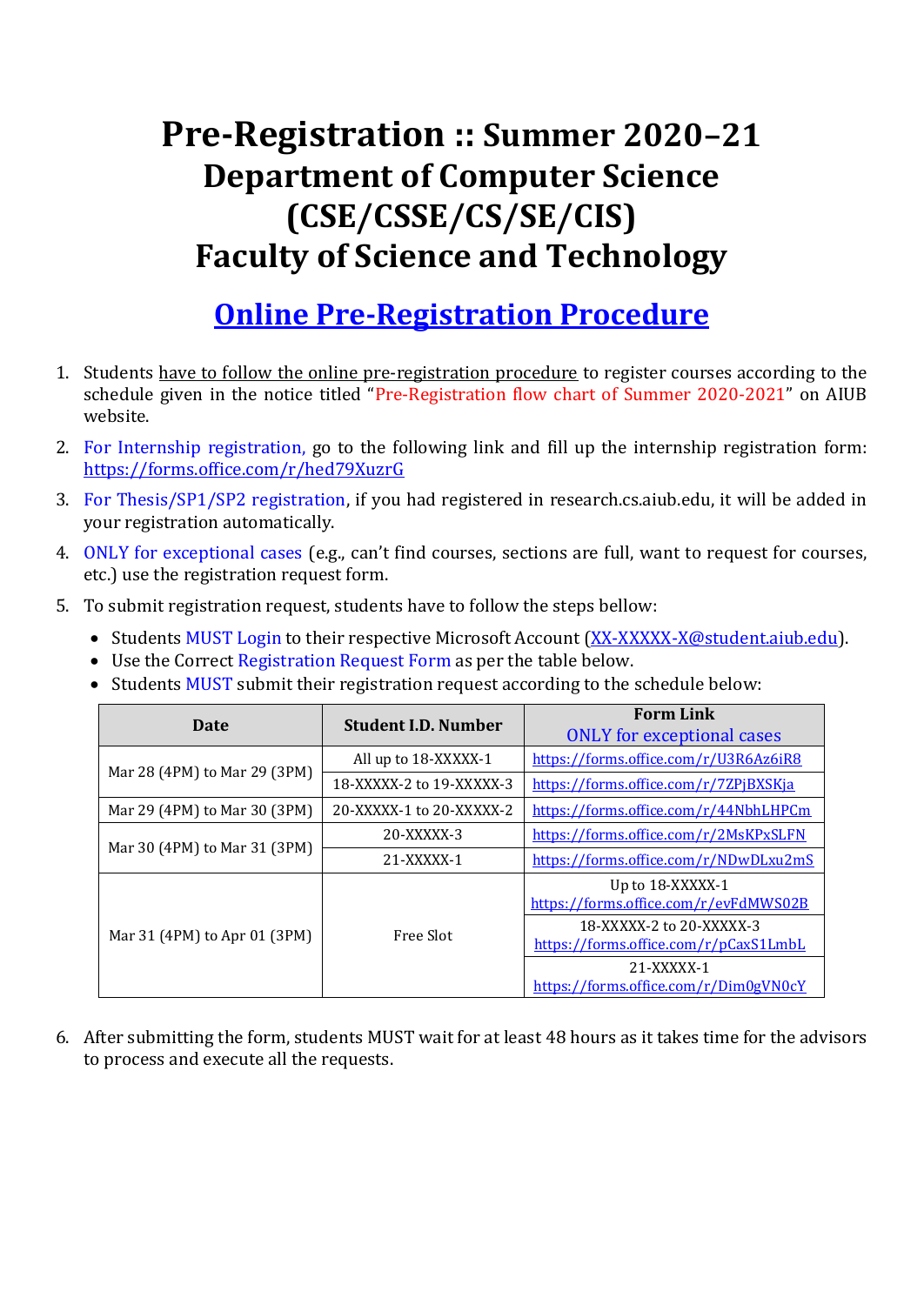# Pre-Registration :: Summer 2020–21
# Department of Computer Science (CSE/CSSE/CS/SE/CIS)
# Faculty of Science and Technology

## Online Pre-Registration Procedure

1. Students have to follow the online pre-registration procedure to register courses according to the schedule given in the notice titled "Pre-Registration flow chart of Summer 2020-2021" on AIUB website.
2. For Internship registration, go to the following link and fill up the internship registration form: https://forms.office.com/r/hed79XuzrG
3. For Thesis/SP1/SP2 registration, if you had registered in research.cs.aiub.edu, it will be added in your registration automatically.
4. ONLY for exceptional cases (e.g., can't find courses, sections are full, want to request for courses, etc.) use the registration request form.
5. To submit registration request, students have to follow the steps bellow:
   - Students MUST Login to their respective Microsoft Account (XX-XXXXX-X@student.aiub.edu).
   - Use the Correct Registration Request Form as per the table below.
   - Students MUST submit their registration request according to the schedule below:

| Date | Student I.D. Number | Form Link ONLY for exceptional cases |
|---|---|---|
| Mar 28 (4PM) to Mar 29 (3PM) | All up to 18-XXXXX-1 | https://forms.office.com/r/U3R6Az6iR8 |
| | 18-XXXXX-2 to 19-XXXXX-3 | https://forms.office.com/r/7ZPjBXSKja |
| Mar 29 (4PM) to Mar 30 (3PM) | 20-XXXXX-1 to 20-XXXXX-2 | https://forms.office.com/r/44NbhLHPCm |
| Mar 30 (4PM) to Mar 31 (3PM) | 20-XXXXX-3 | https://forms.office.com/r/2MsKPxSLFN |
| | 21-XXXXX-1 | https://forms.office.com/r/NDwDLxu2mS |
| Mar 31 (4PM) to Apr 01 (3PM) | Free Slot | Up to 18-XXXXX-1 https://forms.office.com/r/evFdMWS02B |
| | | 18-XXXXX-2 to 20-XXXXX-3 https://forms.office.com/r/pCaxS1LmbL |
| | | 21-XXXXX-1 https://forms.office.com/r/Dim0gVN0cY |

6. After submitting the form, students MUST wait for at least 48 hours as it takes time for the advisors to process and execute all the requests.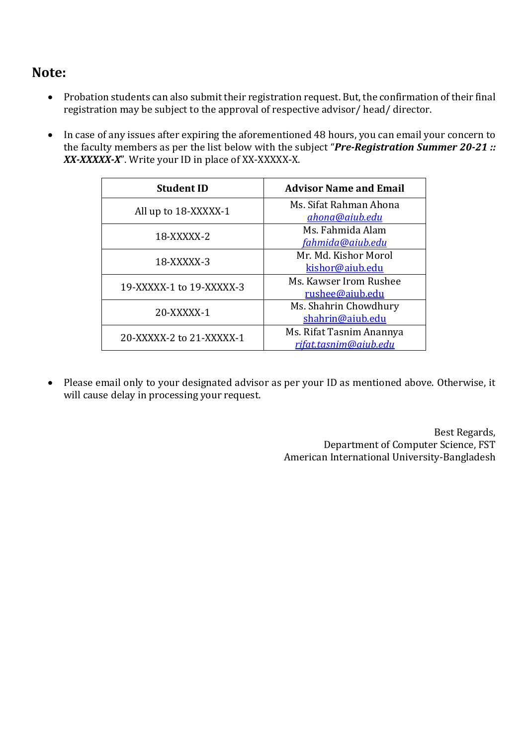## Note:

- Probation students can also submit their registration request. But, the confirmation of their final registration may be subject to the approval of respective advisor/ head/ director.

- In case of any issues after expiring the aforementioned 48 hours, you can email your concern to the faculty members as per the list below with the subject "***Pre-Registration Summer 20-21 :: XX-XXXXX-X***". Write your ID in place of XX-XXXXX-X.

| Student ID | Advisor Name and Email |
|---|---|
| All up to 18-XXXXX-1 | Ms. Sifat Rahman Ahona<br>*ahona@aiub.edu* |
| 18-XXXXX-2 | Ms. Fahmida Alam<br>*fahmida@aiub.edu* |
| 18-XXXXX-3 | Mr. Md. Kishor Morol<br>kishor@aiub.edu |
| 19-XXXXX-1 to 19-XXXXX-3 | Ms. Kawser Irom Rushee<br>rushee@aiub.edu |
| 20-XXXXX-1 | Ms. Shahrin Chowdhury<br>shahrin@aiub.edu |
| 20-XXXXX-2 to 21-XXXXX-1 | Ms. Rifat Tasnim Anannya<br>*rifat.tasnim@aiub.edu* |

- Please email only to your designated advisor as per your ID as mentioned above. Otherwise, it will cause delay in processing your request.

Best Regards,
Department of Computer Science, FST
American International University-Bangladesh